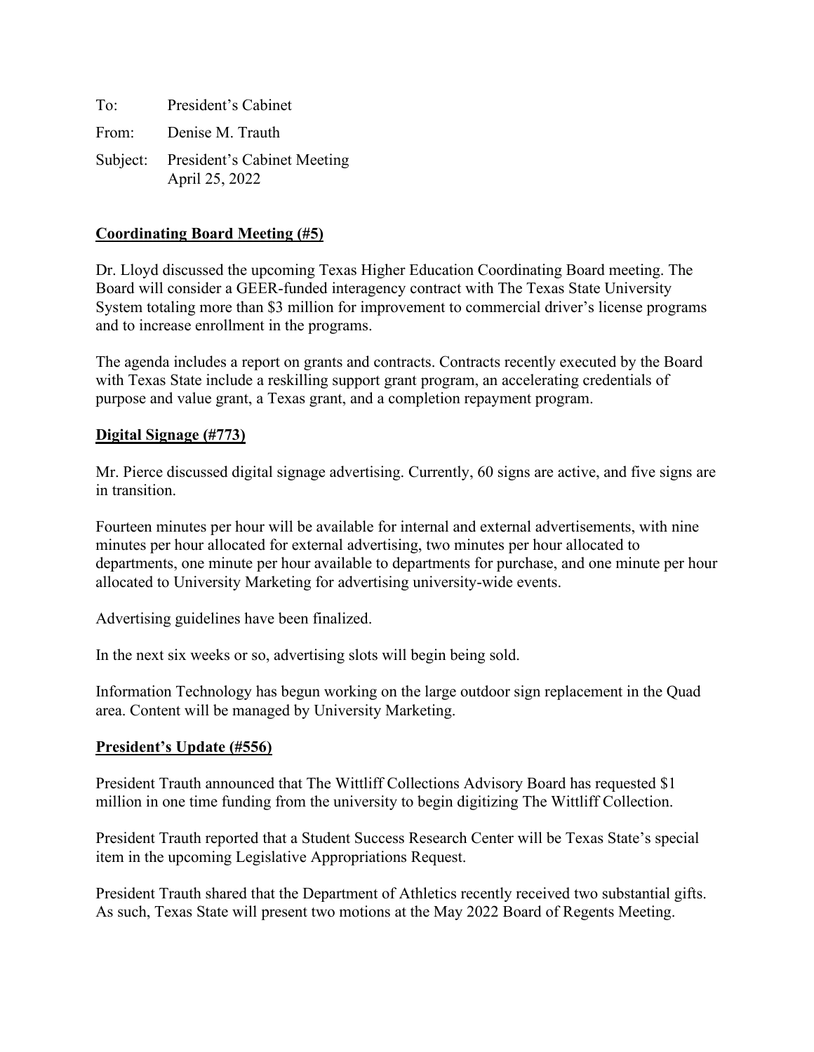To: President's Cabinet

From: Denise M. Trauth

Subject: President's Cabinet Meeting
April 25, 2022

**Coordinating Board Meeting (#5)**

Dr. Lloyd discussed the upcoming Texas Higher Education Coordinating Board meeting. The Board will consider a GEER-funded interagency contract with The Texas State University System totaling more than $3 million for improvement to commercial driver's license programs and to increase enrollment in the programs.

The agenda includes a report on grants and contracts. Contracts recently executed by the Board with Texas State include a reskilling support grant program, an accelerating credentials of purpose and value grant, a Texas grant, and a completion repayment program.

**Digital Signage (#773)**

Mr. Pierce discussed digital signage advertising. Currently, 60 signs are active, and five signs are in transition.

Fourteen minutes per hour will be available for internal and external advertisements, with nine minutes per hour allocated for external advertising, two minutes per hour allocated to departments, one minute per hour available to departments for purchase, and one minute per hour allocated to University Marketing for advertising university-wide events.

Advertising guidelines have been finalized.

In the next six weeks or so, advertising slots will begin being sold.

Information Technology has begun working on the large outdoor sign replacement in the Quad area. Content will be managed by University Marketing.

**President's Update (#556)**

President Trauth announced that The Wittliff Collections Advisory Board has requested $1 million in one time funding from the university to begin digitizing The Wittliff Collection.

President Trauth reported that a Student Success Research Center will be Texas State's special item in the upcoming Legislative Appropriations Request.

President Trauth shared that the Department of Athletics recently received two substantial gifts. As such, Texas State will present two motions at the May 2022 Board of Regents Meeting.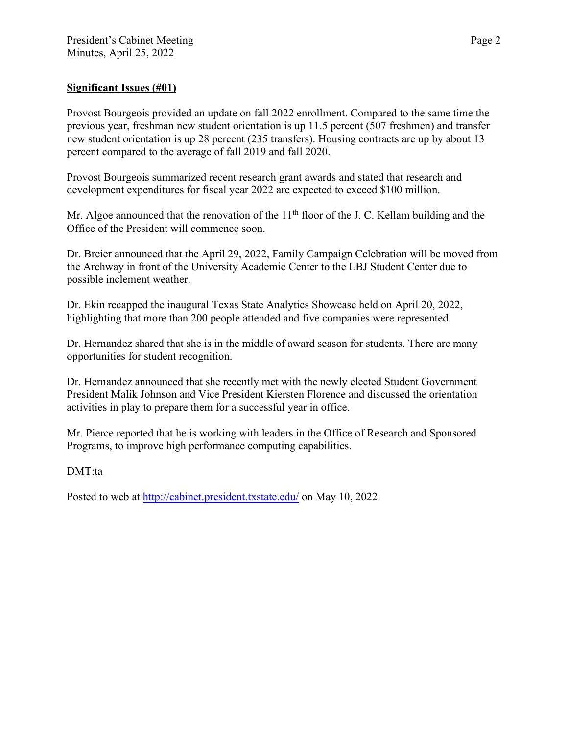**Significant Issues (#01)**

Provost Bourgeois provided an update on fall 2022 enrollment. Compared to the same time the previous year, freshman new student orientation is up 11.5 percent (507 freshmen) and transfer new student orientation is up 28 percent (235 transfers). Housing contracts are up by about 13 percent compared to the average of fall 2019 and fall 2020.

Provost Bourgeois summarized recent research grant awards and stated that research and development expenditures for fiscal year 2022 are expected to exceed $100 million.

Mr. Algoe announced that the renovation of the 11th floor of the J. C. Kellam building and the Office of the President will commence soon.

Dr. Breier announced that the April 29, 2022, Family Campaign Celebration will be moved from the Archway in front of the University Academic Center to the LBJ Student Center due to possible inclement weather.

Dr. Ekin recapped the inaugural Texas State Analytics Showcase held on April 20, 2022, highlighting that more than 200 people attended and five companies were represented.

Dr. Hernandez shared that she is in the middle of award season for students. There are many opportunities for student recognition.

Dr. Hernandez announced that she recently met with the newly elected Student Government President Malik Johnson and Vice President Kiersten Florence and discussed the orientation activities in play to prepare them for a successful year in office.

Mr. Pierce reported that he is working with leaders in the Office of Research and Sponsored Programs, to improve high performance computing capabilities.

DMT:ta

Posted to web at [http://cabinet.president.txstate.edu/](http://cabinet.president.txstate.edu/) on May 10, 2022.